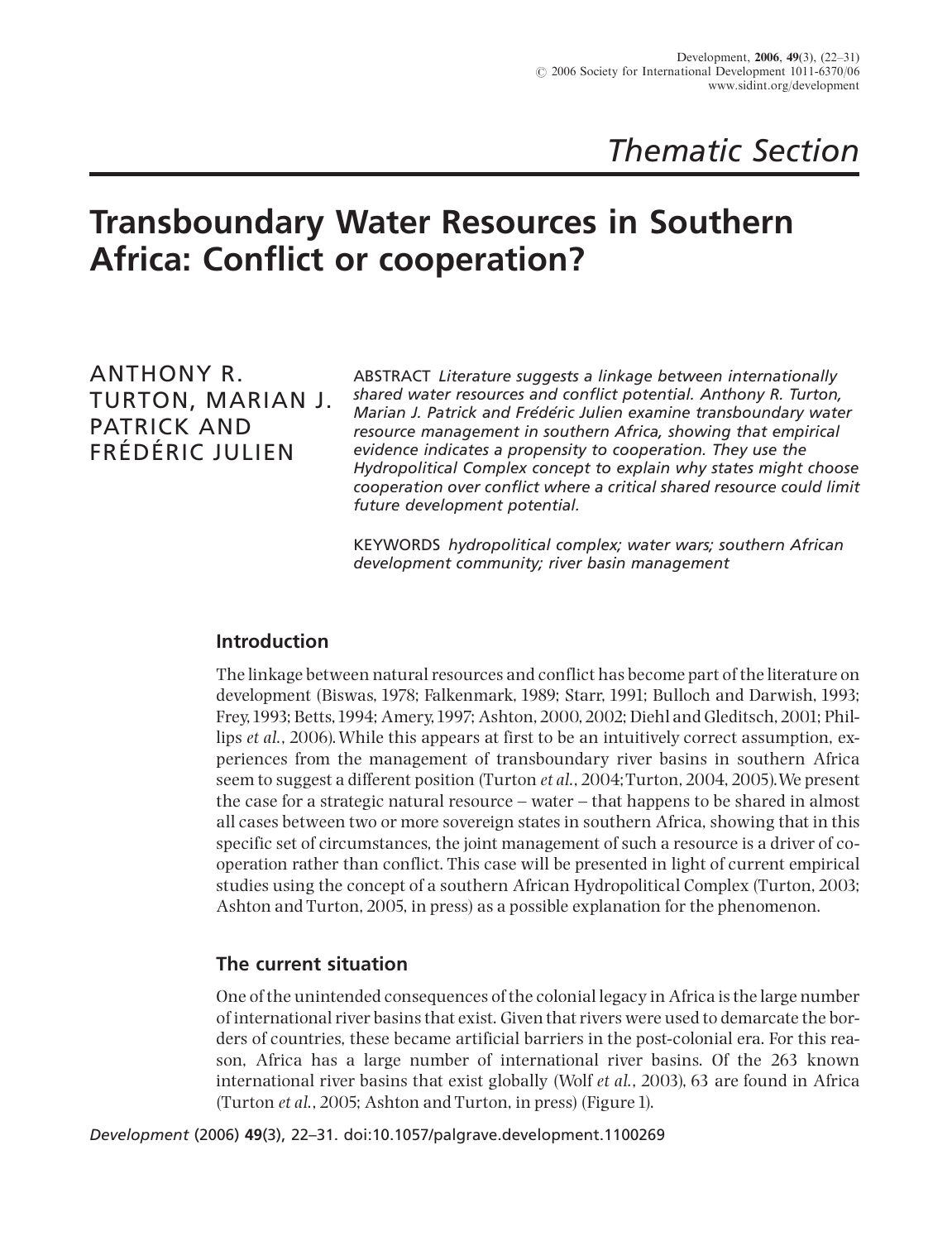*Thematic Section*

# Transboundary Water Resources in Southern Africa: Conflict or cooperation?

ANTHONY R. TURTON, MARIAN J. PATRICK AND FRÉDÉRIC JULIEN

ABSTRACT *Literature suggests a linkage between internationally shared water resources and conflict potential. Anthony R. Turton, Marian J. Patrick and Frédéric Julien examine transboundary water resource management in southern Africa, showing that empirical evidence indicates a propensity to cooperation. They use the Hydropolitical Complex concept to explain why states might choose cooperation over conflict where a critical shared resource could limit future development potential.*

KEYWORDS *hydropolitical complex; water wars; southern African development community; river basin management*

## Introduction

The linkage between natural resources and conflict has become part of the literature on development (Biswas, 1978; Falkenmark, 1989; Starr, 1991; Bulloch and Darwish, 1993; Frey, 1993; Betts, 1994; Amery, 1997; Ashton, 2000, 2002; Diehl and Gleditsch, 2001; Phillips *et al.*, 2006). While this appears at first to be an intuitively correct assumption, experiences from the management of transboundary river basins in southern Africa seem to suggest a different position (Turton *et al.*, 2004; Turton, 2004, 2005). We present the case for a strategic natural resource – water – that happens to be shared in almost all cases between two or more sovereign states in southern Africa, showing that in this specific set of circumstances, the joint management of such a resource is a driver of cooperation rather than conflict. This case will be presented in light of current empirical studies using the concept of a southern African Hydropolitical Complex (Turton, 2003; Ashton and Turton, 2005, in press) as a possible explanation for the phenomenon.

## The current situation

One of the unintended consequences of the colonial legacy in Africa is the large number of international river basins that exist. Given that rivers were used to demarcate the borders of countries, these became artificial barriers in the post-colonial era. For this reason, Africa has a large number of international river basins. Of the 263 known international river basins that exist globally (Wolf *et al.*, 2003), 63 are found in Africa (Turton *et al.*, 2005; Ashton and Turton, in press) (Figure 1).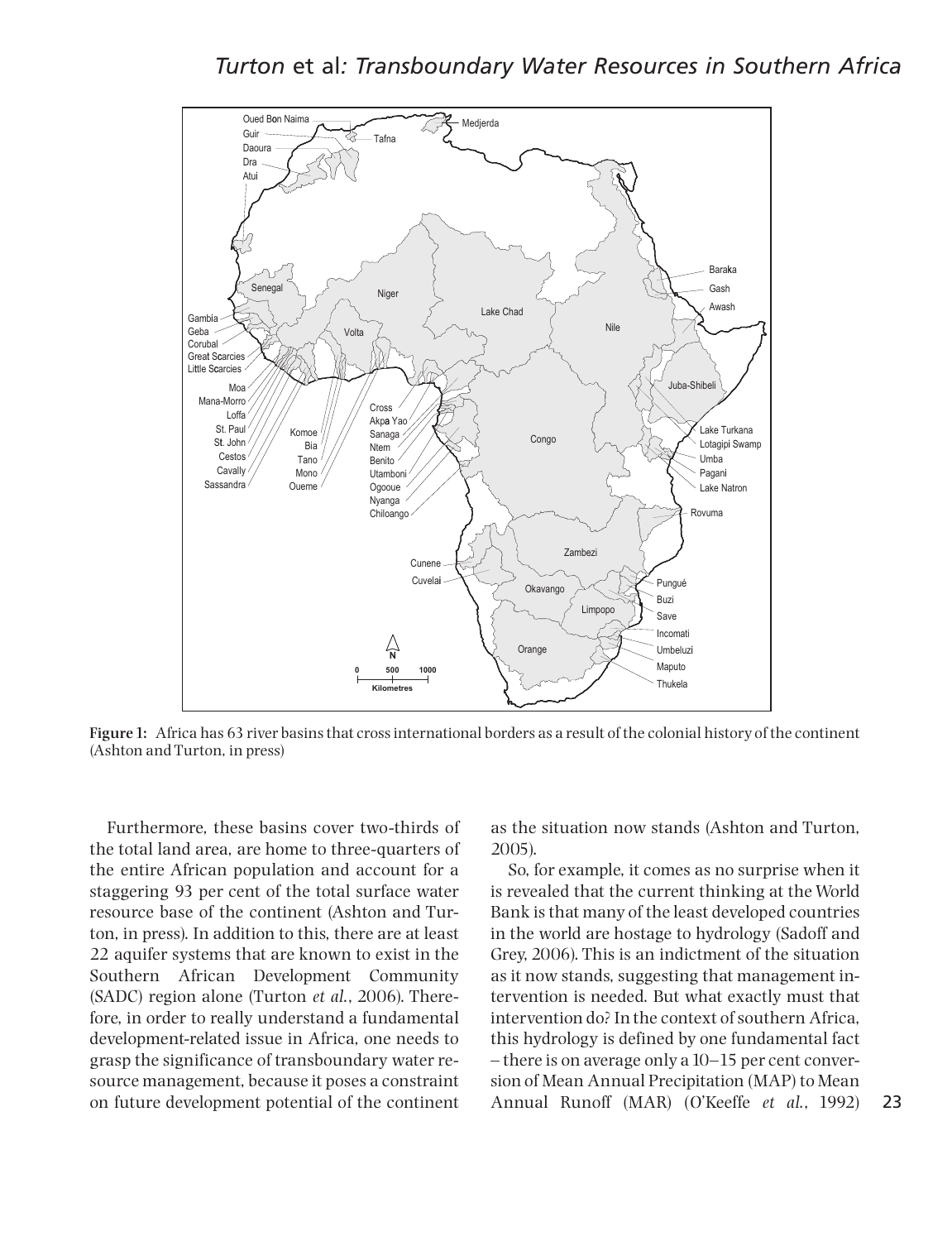**Figure 1:** Africa has 63 river basins that cross international borders as a result of the colonial history of the continent (Ashton and Turton, in press)

Furthermore, these basins cover two-thirds of the total land area, are home to three-quarters of the entire African population and account for a staggering 93 per cent of the total surface water resource base of the continent (Ashton and Turton, in press). In addition to this, there are at least 22 aquifer systems that are known to exist in the Southern African Development Community (SADC) region alone (Turton *et al*., 2006). Therefore, in order to really understand a fundamental development-related issue in Africa, one needs to grasp the significance of transboundary water resource management, because it poses a constraint on future development potential of the continent as the situation now stands (Ashton and Turton, 2005).

So, for example, it comes as no surprise when it is revealed that the current thinking at the World Bank is that many of the least developed countries in the world are hostage to hydrology (Sadoff and Grey, 2006). This is an indictment of the situation as it now stands, suggesting that management intervention is needed. But what exactly must that intervention do? In the context of southern Africa, this hydrology is defined by one fundamental fact – there is on average only a 10–15 per cent conversion of Mean Annual Precipitation (MAP) to Mean Annual Runoff (MAR) (O'Keeffe *et al*., 1992)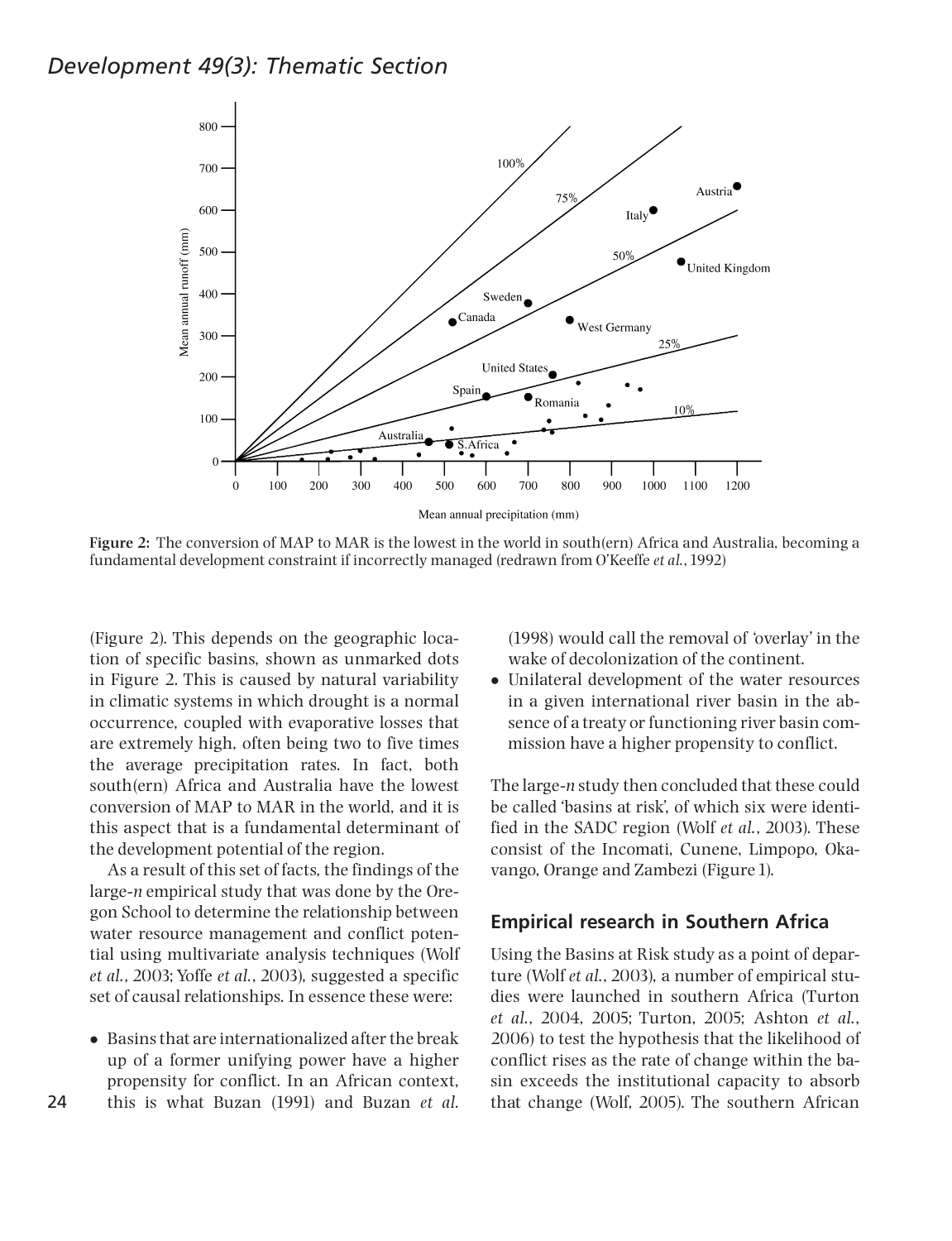**Figure 2:** The conversion of MAP to MAR is the lowest in the world in south(ern) Africa and Australia, becoming a fundamental development constraint if incorrectly managed (redrawn from O'Keeffe *et al.*, 1992)

(Figure 2). This depends on the geographic location of specific basins, shown as unmarked dots in Figure 2. This is caused by natural variability in climatic systems in which drought is a normal occurrence, coupled with evaporative losses that are extremely high, often being two to five times the average precipitation rates. In fact, both south(ern) Africa and Australia have the lowest conversion of MAP to MAR in the world, and it is this aspect that is a fundamental determinant of the development potential of the region.

As a result of this set of facts, the findings of the large-*n* empirical study that was done by the Oregon School to determine the relationship between water resource management and conflict potential using multivariate analysis techniques (Wolf *et al.*, 2003; Yoffe *et al.*, 2003), suggested a specific set of causal relationships. In essence these were:

- Basins that are internationalized after the break up of a former unifying power have a higher propensity for conflict. In an African context, this is what Buzan (1991) and Buzan *et al.* (1998) would call the removal of 'overlay' in the wake of decolonization of the continent.
- Unilateral development of the water resources in a given international river basin in the absence of a treaty or functioning river basin commission have a higher propensity to conflict.

The large-*n* study then concluded that these could be called 'basins at risk', of which six were identified in the SADC region (Wolf *et al.*, 2003). These consist of the Incomati, Cunene, Limpopo, Okavango, Orange and Zambezi (Figure 1).

## Empirical research in Southern Africa

Using the Basins at Risk study as a point of departure (Wolf *et al.*, 2003), a number of empirical studies were launched in southern Africa (Turton *et al.*, 2004, 2005; Turton, 2005; Ashton *et al.*, 2006) to test the hypothesis that the likelihood of conflict rises as the rate of change within the basin exceeds the institutional capacity to absorb that change (Wolf, 2005). The southern African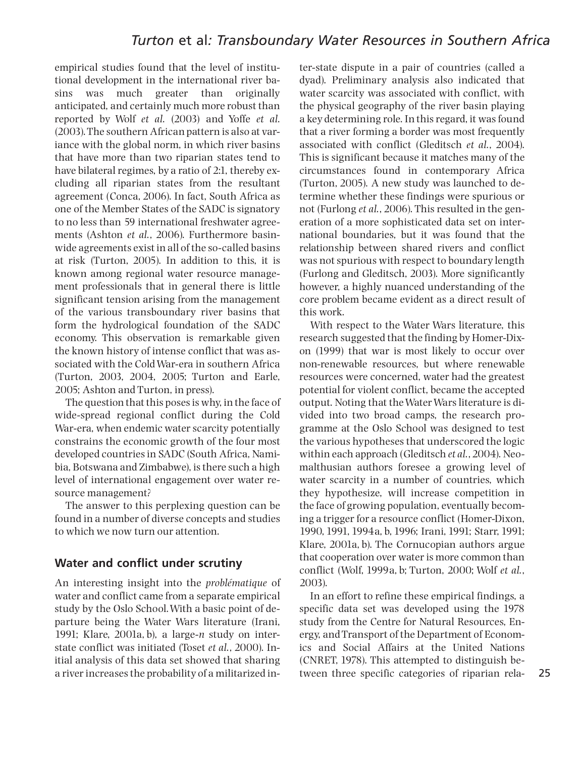empirical studies found that the level of institutional development in the international river basins was much greater than originally anticipated, and certainly much more robust than reported by Wolf *et al*. (2003) and Yoffe *et al*. (2003). The southern African pattern is also at variance with the global norm, in which river basins that have more than two riparian states tend to have bilateral regimes, by a ratio of 2:1, thereby excluding all riparian states from the resultant agreement (Conca, 2006). In fact, South Africa as one of the Member States of the SADC is signatory to no less than 59 international freshwater agreements (Ashton *et al*., 2006). Furthermore basin-wide agreements exist in all of the so-called basins at risk (Turton, 2005). In addition to this, it is known among regional water resource management professionals that in general there is little significant tension arising from the management of the various transboundary river basins that form the hydrological foundation of the SADC economy. This observation is remarkable given the known history of intense conflict that was associated with the Cold War-era in southern Africa (Turton, 2003, 2004, 2005; Turton and Earle, 2005; Ashton and Turton, in press).

The question that this poses is why, in the face of wide-spread regional conflict during the Cold War-era, when endemic water scarcity potentially constrains the economic growth of the four most developed countries in SADC (South Africa, Namibia, Botswana and Zimbabwe), is there such a high level of international engagement over water resource management?

The answer to this perplexing question can be found in a number of diverse concepts and studies to which we now turn our attention.

## Water and conflict under scrutiny

An interesting insight into the *problématique* of water and conflict came from a separate empirical study by the Oslo School. With a basic point of departure being the Water Wars literature (Irani, 1991; Klare, 2001a, b), a large-*n* study on inter-state conflict was initiated (Toset *et al*., 2000). Initial analysis of this data set showed that sharing a river increases the probability of a militarized inter-state dispute in a pair of countries (called a dyad). Preliminary analysis also indicated that water scarcity was associated with conflict, with the physical geography of the river basin playing a key determining role. In this regard, it was found that a river forming a border was most frequently associated with conflict (Gleditsch *et al*., 2004). This is significant because it matches many of the circumstances found in contemporary Africa (Turton, 2005). A new study was launched to determine whether these findings were spurious or not (Furlong *et al*., 2006). This resulted in the generation of a more sophisticated data set on international boundaries, but it was found that the relationship between shared rivers and conflict was not spurious with respect to boundary length (Furlong and Gleditsch, 2003). More significantly however, a highly nuanced understanding of the core problem became evident as a direct result of this work.

With respect to the Water Wars literature, this research suggested that the finding by Homer-Dixon (1999) that war is most likely to occur over non-renewable resources, but where renewable resources were concerned, water had the greatest potential for violent conflict, became the accepted output. Noting that the Water Wars literature is divided into two broad camps, the research programme at the Oslo School was designed to test the various hypotheses that underscored the logic within each approach (Gleditsch *et al*., 2004). Neo-malthusian authors foresee a growing level of water scarcity in a number of countries, which they hypothesize, will increase competition in the face of growing population, eventually becoming a trigger for a resource conflict (Homer-Dixon, 1990, 1991, 1994a, b, 1996; Irani, 1991; Starr, 1991; Klare, 2001a, b). The Cornucopian authors argue that cooperation over water is more common than conflict (Wolf, 1999a, b; Turton, 2000; Wolf *et al*., 2003).

In an effort to refine these empirical findings, a specific data set was developed using the 1978 study from the Centre for Natural Resources, Energy, and Transport of the Department of Economics and Social Affairs at the United Nations (CNRET, 1978). This attempted to distinguish between three specific categories of riparian rela-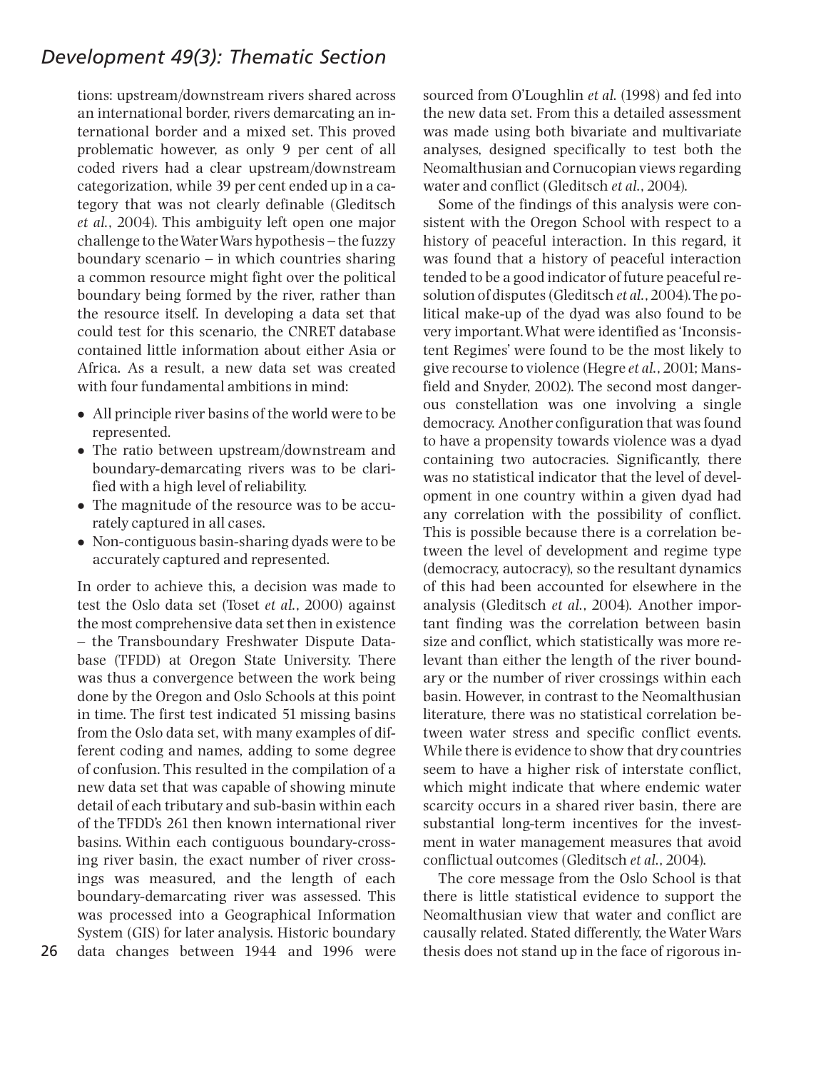tions: upstream/downstream rivers shared across an international border, rivers demarcating an international border and a mixed set. This proved problematic however, as only 9 per cent of all coded rivers had a clear upstream/downstream categorization, while 39 per cent ended up in a category that was not clearly definable (Gleditsch *et al.*, 2004). This ambiguity left open one major challenge to the Water Wars hypothesis – the fuzzy boundary scenario – in which countries sharing a common resource might fight over the political boundary being formed by the river, rather than the resource itself. In developing a data set that could test for this scenario, the CNRET database contained little information about either Asia or Africa. As a result, a new data set was created with four fundamental ambitions in mind:

- All principle river basins of the world were to be represented.
- The ratio between upstream/downstream and boundary-demarcating rivers was to be clarified with a high level of reliability.
- The magnitude of the resource was to be accurately captured in all cases.
- Non-contiguous basin-sharing dyads were to be accurately captured and represented.

In order to achieve this, a decision was made to test the Oslo data set (Toset *et al.*, 2000) against the most comprehensive data set then in existence – the Transboundary Freshwater Dispute Database (TFDD) at Oregon State University. There was thus a convergence between the work being done by the Oregon and Oslo Schools at this point in time. The first test indicated 51 missing basins from the Oslo data set, with many examples of different coding and names, adding to some degree of confusion. This resulted in the compilation of a new data set that was capable of showing minute detail of each tributary and sub-basin within each of the TFDD's 261 then known international river basins. Within each contiguous boundary-crossing river basin, the exact number of river crossings was measured, and the length of each boundary-demarcating river was assessed. This was processed into a Geographical Information System (GIS) for later analysis. Historic boundary data changes between 1944 and 1996 were sourced from O'Loughlin *et al.* (1998) and fed into the new data set. From this a detailed assessment was made using both bivariate and multivariate analyses, designed specifically to test both the Neomalthusian and Cornucopian views regarding water and conflict (Gleditsch *et al.*, 2004).

Some of the findings of this analysis were consistent with the Oregon School with respect to a history of peaceful interaction. In this regard, it was found that a history of peaceful interaction tended to be a good indicator of future peaceful resolution of disputes (Gleditsch *et al.*, 2004). The political make-up of the dyad was also found to be very important. What were identified as 'Inconsistent Regimes' were found to be the most likely to give recourse to violence (Hegre *et al.*, 2001; Mansfield and Snyder, 2002). The second most dangerous constellation was one involving a single democracy. Another configuration that was found to have a propensity towards violence was a dyad containing two autocracies. Significantly, there was no statistical indicator that the level of development in one country within a given dyad had any correlation with the possibility of conflict. This is possible because there is a correlation between the level of development and regime type (democracy, autocracy), so the resultant dynamics of this had been accounted for elsewhere in the analysis (Gleditsch *et al.*, 2004). Another important finding was the correlation between basin size and conflict, which statistically was more relevant than either the length of the river boundary or the number of river crossings within each basin. However, in contrast to the Neomalthusian literature, there was no statistical correlation between water stress and specific conflict events. While there is evidence to show that dry countries seem to have a higher risk of interstate conflict, which might indicate that where endemic water scarcity occurs in a shared river basin, there are substantial long-term incentives for the investment in water management measures that avoid conflictual outcomes (Gleditsch *et al.*, 2004).

The core message from the Oslo School is that there is little statistical evidence to support the Neomalthusian view that water and conflict are causally related. Stated differently, the Water Wars thesis does not stand up in the face of rigorous in-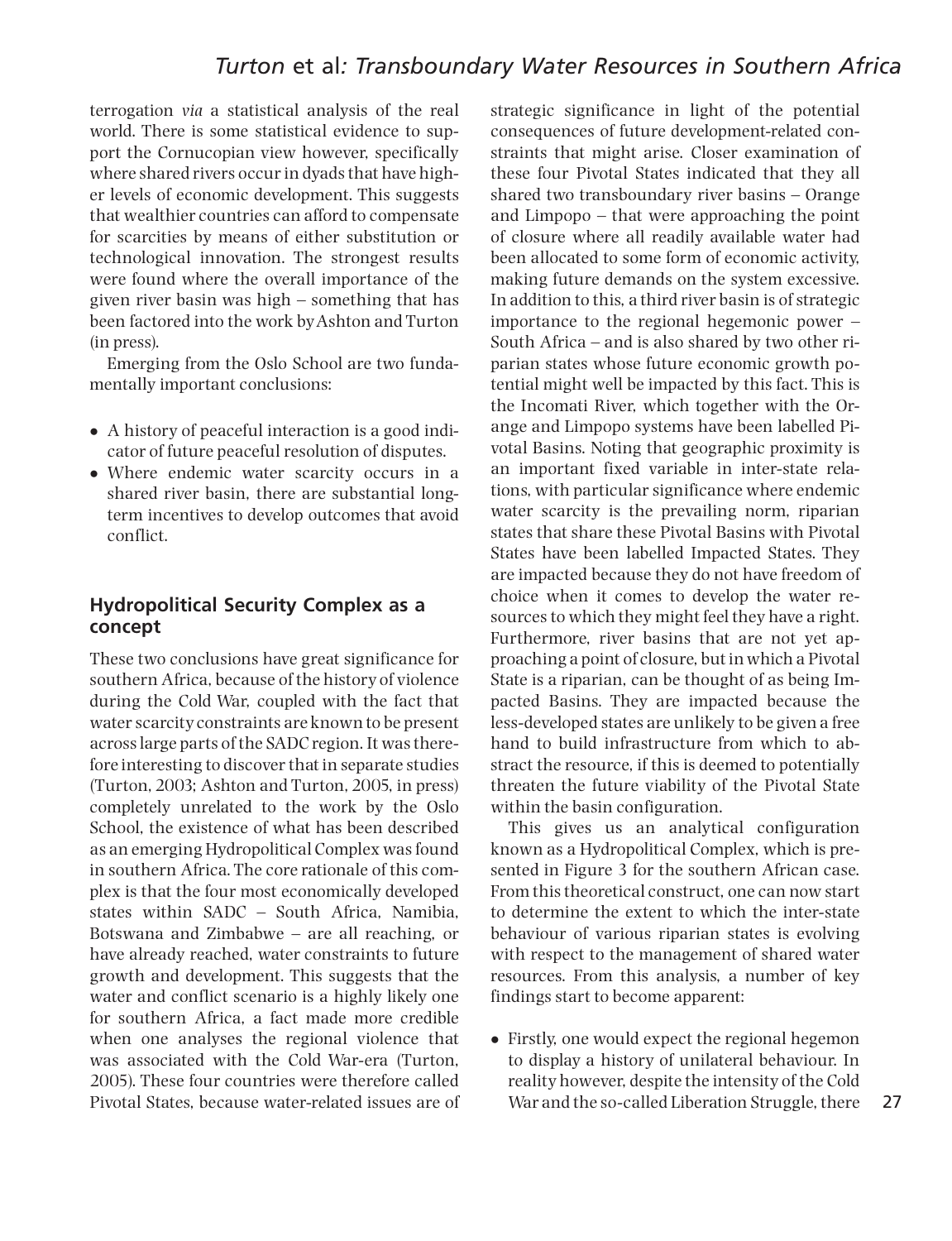terrogation *via* a statistical analysis of the real world. There is some statistical evidence to support the Cornucopian view however, specifically where shared rivers occur in dyads that have higher levels of economic development. This suggests that wealthier countries can afford to compensate for scarcities by means of either substitution or technological innovation. The strongest results were found where the overall importance of the given river basin was high – something that has been factored into the work by Ashton and Turton (in press).

Emerging from the Oslo School are two fundamentally important conclusions:

- A history of peaceful interaction is a good indicator of future peaceful resolution of disputes.
- Where endemic water scarcity occurs in a shared river basin, there are substantial long-term incentives to develop outcomes that avoid conflict.

## Hydropolitical Security Complex as a concept

These two conclusions have great significance for southern Africa, because of the history of violence during the Cold War, coupled with the fact that water scarcity constraints are known to be present across large parts of the SADC region. It was therefore interesting to discover that in separate studies (Turton, 2003; Ashton and Turton, 2005, in press) completely unrelated to the work by the Oslo School, the existence of what has been described as an emerging Hydropolitical Complex was found in southern Africa. The core rationale of this complex is that the four most economically developed states within SADC – South Africa, Namibia, Botswana and Zimbabwe – are all reaching, or have already reached, water constraints to future growth and development. This suggests that the water and conflict scenario is a highly likely one for southern Africa, a fact made more credible when one analyses the regional violence that was associated with the Cold War-era (Turton, 2005). These four countries were therefore called Pivotal States, because water-related issues are of strategic significance in light of the potential consequences of future development-related constraints that might arise. Closer examination of these four Pivotal States indicated that they all shared two transboundary river basins – Orange and Limpopo – that were approaching the point of closure where all readily available water had been allocated to some form of economic activity, making future demands on the system excessive. In addition to this, a third river basin is of strategic importance to the regional hegemonic power – South Africa – and is also shared by two other riparian states whose future economic growth potential might well be impacted by this fact. This is the Incomati River, which together with the Orange and Limpopo systems have been labelled Pivotal Basins. Noting that geographic proximity is an important fixed variable in inter-state relations, with particular significance where endemic water scarcity is the prevailing norm, riparian states that share these Pivotal Basins with Pivotal States have been labelled Impacted States. They are impacted because they do not have freedom of choice when it comes to develop the water resources to which they might feel they have a right. Furthermore, river basins that are not yet approaching a point of closure, but in which a Pivotal State is a riparian, can be thought of as being Impacted Basins. They are impacted because the less-developed states are unlikely to be given a free hand to build infrastructure from which to abstract the resource, if this is deemed to potentially threaten the future viability of the Pivotal State within the basin configuration.

This gives us an analytical configuration known as a Hydropolitical Complex, which is presented in Figure 3 for the southern African case. From this theoretical construct, one can now start to determine the extent to which the inter-state behaviour of various riparian states is evolving with respect to the management of shared water resources. From this analysis, a number of key findings start to become apparent:

- Firstly, one would expect the regional hegemon to display a history of unilateral behaviour. In reality however, despite the intensity of the Cold War and the so-called Liberation Struggle, there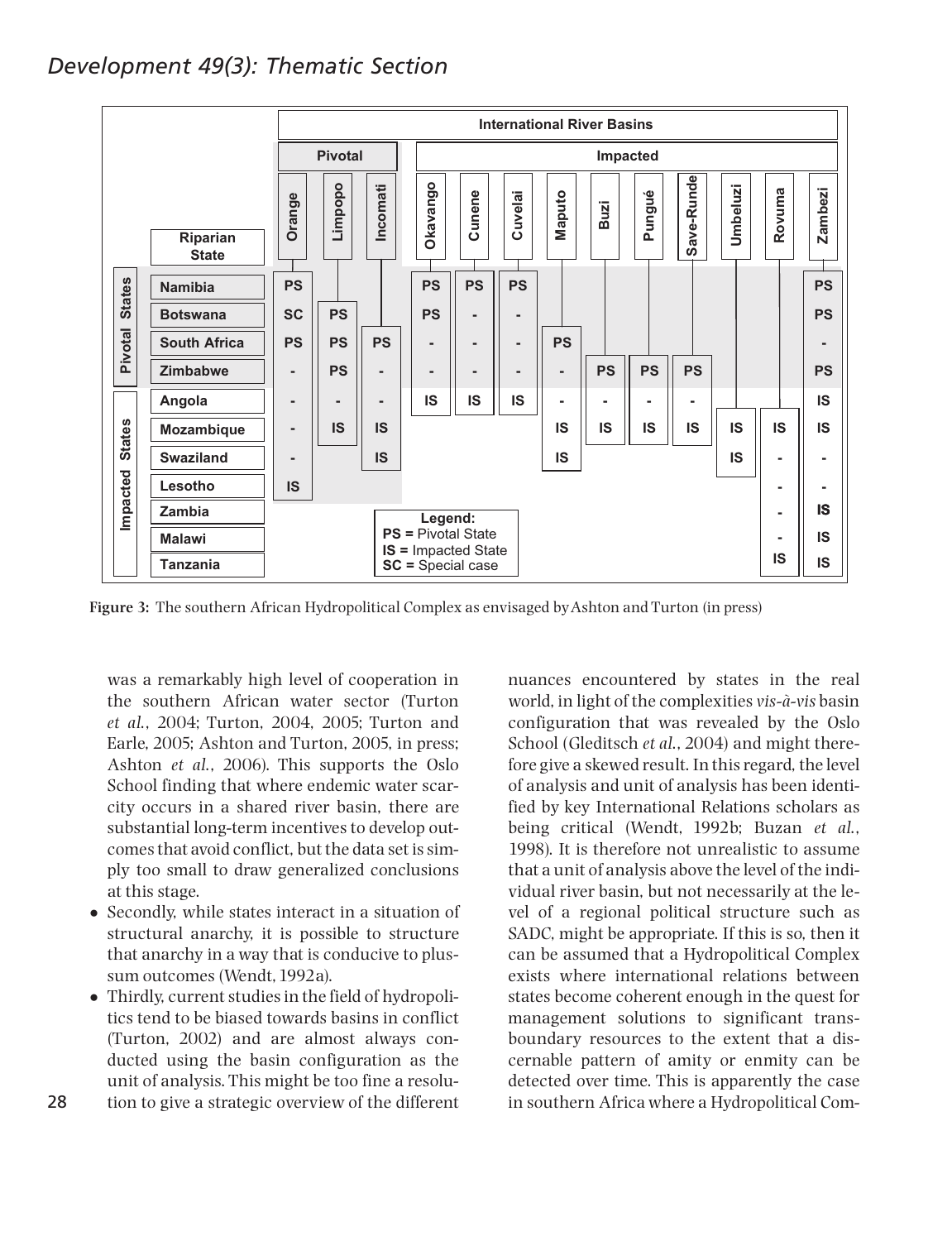| | Riparian State | Orange | Limpopo | Incomati | Okavango | Cunene | Cuvelai | Maputo | Buzi | Pungué | Save-Runde | Umbeluzi | Rovuma | Zambezi |
|---|---|---|---|---|---|---|---|---|---|---|---|---|---|---|
| | | **International River Basins** | | | | | | | | | | | | |
| | | **Pivotal** | | | **Impacted** | | | | | | | | | |
| Pivotal States | Namibia | PS | | | PS | PS | PS | | | | | | | PS |
| Pivotal States | Botswana | SC | PS | | PS | - | - | | | | | | | PS |
| Pivotal States | South Africa | PS | PS | PS | - | - | - | PS | | | | | | - |
| Pivotal States | Zimbabwe | - | PS | - | - | - | - | - | PS | PS | PS | | | PS |
| Impacted States | Angola | - | - | - | IS | IS | IS | - | - | - | - | | | IS |
| Impacted States | Mozambique | - | IS | IS | | | | IS | IS | IS | IS | IS | IS | IS |
| Impacted States | Swaziland | - | | IS | | | | IS | | | | IS | - | - |
| Impacted States | Lesotho | IS | | | | | | | | | | | - | - |
| Impacted States | Zambia | | | | | | | | | | | | - | IS |
| Impacted States | Malawi | | | | | | | | | | | | - | IS |
| Impacted States | Tanzania | | | | | | | | | | | | IS | IS |

**Legend:**
**PS =** Pivotal State
**IS =** Impacted State
**SC =** Special case

**Figure 3:** The southern African Hydropolitical Complex as envisaged by Ashton and Turton (in press)

was a remarkably high level of cooperation in the southern African water sector (Turton *et al.*, 2004; Turton, 2004, 2005; Turton and Earle, 2005; Ashton and Turton, 2005, in press; Ashton *et al.*, 2006). This supports the Oslo School finding that where endemic water scarcity occurs in a shared river basin, there are substantial long-term incentives to develop outcomes that avoid conflict, but the data set is simply too small to draw generalized conclusions at this stage.

- Secondly, while states interact in a situation of structural anarchy, it is possible to structure that anarchy in a way that is conducive to plussum outcomes (Wendt, 1992a).
- Thirdly, current studies in the field of hydropolitics tend to be biased towards basins in conflict (Turton, 2002) and are almost always conducted using the basin configuration as the unit of analysis. This might be too fine a resolution to give a strategic overview of the different nuances encountered by states in the real world, in light of the complexities *vis-à-vis* basin configuration that was revealed by the Oslo School (Gleditsch *et al.*, 2004) and might therefore give a skewed result. In this regard, the level of analysis and unit of analysis has been identified by key International Relations scholars as being critical (Wendt, 1992b; Buzan *et al.*, 1998). It is therefore not unrealistic to assume that a unit of analysis above the level of the individual river basin, but not necessarily at the level of a regional political structure such as SADC, might be appropriate. If this is so, then it can be assumed that a Hydropolitical Complex exists where international relations between states become coherent enough in the quest for management solutions to significant transboundary resources to the extent that a discernable pattern of amity or enmity can be detected over time. This is apparently the case in southern Africa where a Hydropolitical Com-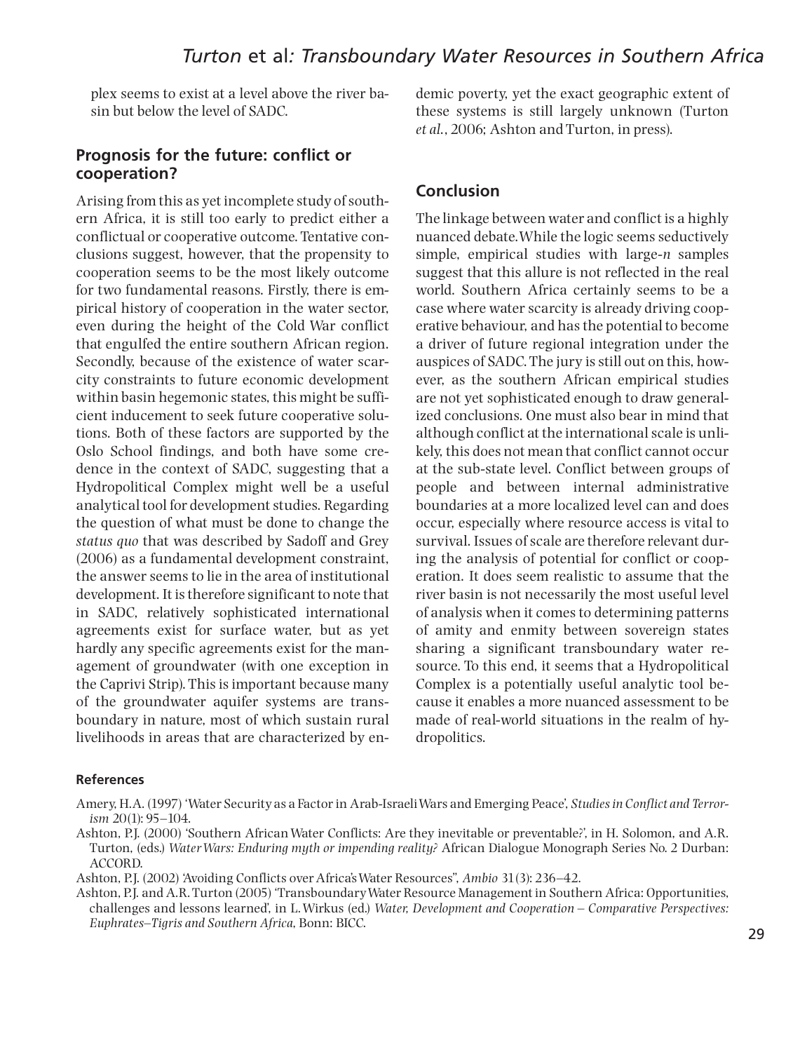plex seems to exist at a level above the river basin but below the level of SADC.

## Prognosis for the future: conflict or cooperation?

Arising from this as yet incomplete study of southern Africa, it is still too early to predict either a conflictual or cooperative outcome. Tentative conclusions suggest, however, that the propensity to cooperation seems to be the most likely outcome for two fundamental reasons. Firstly, there is empirical history of cooperation in the water sector, even during the height of the Cold War conflict that engulfed the entire southern African region. Secondly, because of the existence of water scarcity constraints to future economic development within basin hegemonic states, this might be sufficient inducement to seek future cooperative solutions. Both of these factors are supported by the Oslo School findings, and both have some credence in the context of SADC, suggesting that a Hydropolitical Complex might well be a useful analytical tool for development studies. Regarding the question of what must be done to change the *status quo* that was described by Sadoff and Grey (2006) as a fundamental development constraint, the answer seems to lie in the area of institutional development. It is therefore significant to note that in SADC, relatively sophisticated international agreements exist for surface water, but as yet hardly any specific agreements exist for the management of groundwater (with one exception in the Caprivi Strip). This is important because many of the groundwater aquifer systems are transboundary in nature, most of which sustain rural livelihoods in areas that are characterized by endemic poverty, yet the exact geographic extent of these systems is still largely unknown (Turton *et al.*, 2006; Ashton and Turton, in press).

## Conclusion

The linkage between water and conflict is a highly nuanced debate. While the logic seems seductively simple, empirical studies with large-*n* samples suggest that this allure is not reflected in the real world. Southern Africa certainly seems to be a case where water scarcity is already driving cooperative behaviour, and has the potential to become a driver of future regional integration under the auspices of SADC. The jury is still out on this, however, as the southern African empirical studies are not yet sophisticated enough to draw generalized conclusions. One must also bear in mind that although conflict at the international scale is unlikely, this does not mean that conflict cannot occur at the sub-state level. Conflict between groups of people and between internal administrative boundaries at a more localized level can and does occur, especially where resource access is vital to survival. Issues of scale are therefore relevant during the analysis of potential for conflict or cooperation. It does seem realistic to assume that the river basin is not necessarily the most useful level of analysis when it comes to determining patterns of amity and enmity between sovereign states sharing a significant transboundary water resource. To this end, it seems that a Hydropolitical Complex is a potentially useful analytic tool because it enables a more nuanced assessment to be made of real-world situations in the realm of hydropolitics.

### References

Amery, H.A. (1997) 'Water Security as a Factor in Arab-Israeli Wars and Emerging Peace', *Studies in Conflict and Terrorism* 20(1): 95–104.

Ashton, P.J. (2000) 'Southern African Water Conflicts: Are they inevitable or preventable?', in H. Solomon, and A.R. Turton, (eds.) *Water Wars: Enduring myth or impending reality?* African Dialogue Monograph Series No. 2 Durban: ACCORD.

Ashton, P.J. (2002) 'Avoiding Conflicts over Africa's Water Resources", *Ambio* 31(3): 236–42.

Ashton, P.J. and A.R. Turton (2005) 'Transboundary Water Resource Management in Southern Africa: Opportunities, challenges and lessons learned', in L. Wirkus (ed.) *Water, Development and Cooperation – Comparative Perspectives: Euphrates–Tigris and Southern Africa*, Bonn: BICC.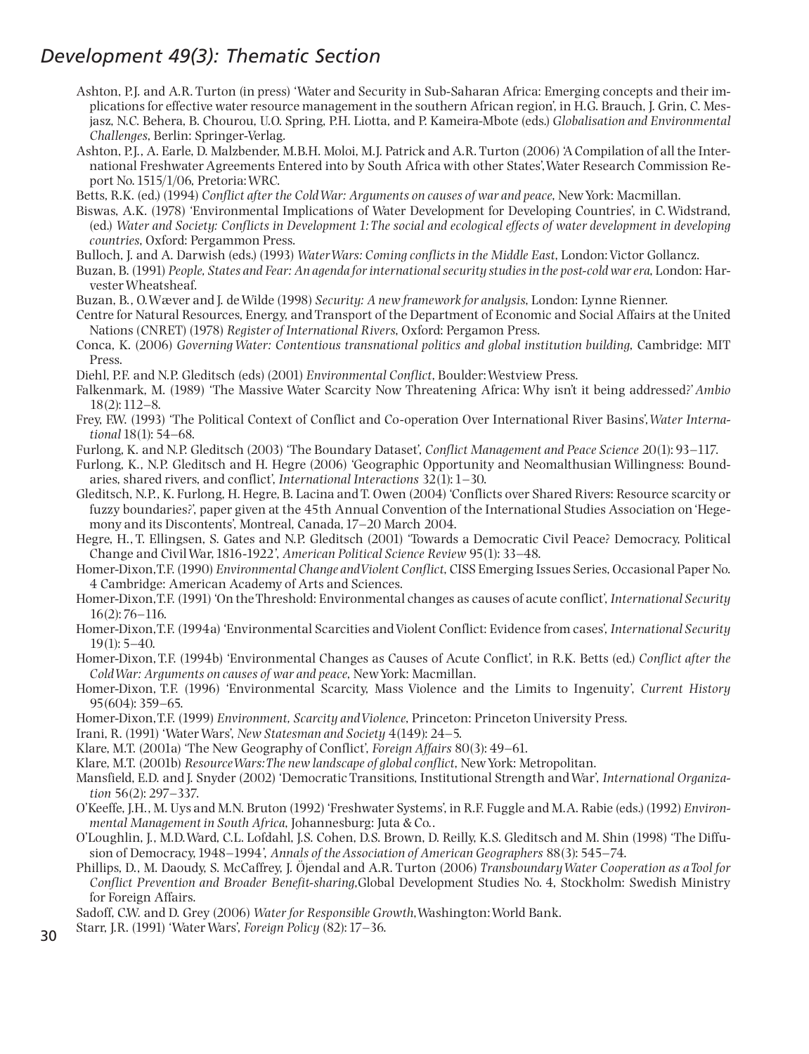Ashton, P.J. and A.R. Turton (in press) 'Water and Security in Sub-Saharan Africa: Emerging concepts and their implications for effective water resource management in the southern African region', in H.G. Brauch, J. Grin, C. Mesjasz, N.C. Behera, B. Chourou, U.O. Spring, P.H. Liotta, and P. Kameira-Mbote (eds.) *Globalisation and Environmental Challenges*, Berlin: Springer-Verlag.

Ashton, P.J., A. Earle, D. Malzbender, M.B.H. Moloi, M.J. Patrick and A.R. Turton (2006) 'A Compilation of all the International Freshwater Agreements Entered into by South Africa with other States', Water Research Commission Report No. 1515/1/06, Pretoria: WRC.

Betts, R.K. (ed.) (1994) *Conflict after the Cold War: Arguments on causes of war and peace*, New York: Macmillan.

Biswas, A.K. (1978) 'Environmental Implications of Water Development for Developing Countries', in C. Widstrand, (ed.) *Water and Society: Conflicts in Development 1: The social and ecological effects of water development in developing countries*, Oxford: Pergammon Press.

Bulloch, J. and A. Darwish (eds.) (1993) *Water Wars: Coming conflicts in the Middle East*, London: Victor Gollancz.

Buzan, B. (1991) *People, States and Fear: An agenda for international security studies in the post-cold war era*, London: Harvester Wheatsheaf.

Buzan, B., O. Wæver and J. de Wilde (1998) *Security: A new framework for analysis*, London: Lynne Rienner.

Centre for Natural Resources, Energy, and Transport of the Department of Economic and Social Affairs at the United Nations (CNRET) (1978) *Register of International Rivers*, Oxford: Pergamon Press.

Conca, K. (2006) *Governing Water: Contentious transnational politics and global institution building*, Cambridge: MIT Press.

Diehl, P.F. and N.P. Gleditsch (eds) (2001) *Environmental Conflict*, Boulder: Westview Press.

Falkenmark, M. (1989) 'The Massive Water Scarcity Now Threatening Africa: Why isn't it being addressed?' *Ambio* 18(2): 112–8.

Frey, F.W. (1993) 'The Political Context of Conflict and Co-operation Over International River Basins', *Water International* 18(1): 54–68.

Furlong, K. and N.P. Gleditsch (2003) 'The Boundary Dataset', *Conflict Management and Peace Science* 20(1): 93–117.

Furlong, K., N.P. Gleditsch and H. Hegre (2006) 'Geographic Opportunity and Neomalthusian Willingness: Boundaries, shared rivers, and conflict', *International Interactions* 32(1): 1–30.

Gleditsch, N.P., K. Furlong, H. Hegre, B. Lacina and T. Owen (2004) 'Conflicts over Shared Rivers: Resource scarcity or fuzzy boundaries?', paper given at the 45th Annual Convention of the International Studies Association on 'Hegemony and its Discontents', Montreal, Canada, 17–20 March 2004.

Hegre, H., T. Ellingsen, S. Gates and N.P. Gleditsch (2001) 'Towards a Democratic Civil Peace? Democracy, Political Change and Civil War, 1816-1922', *American Political Science Review* 95(1): 33–48.

Homer-Dixon, T.F. (1990) *Environmental Change and Violent Conflict*, CISS Emerging Issues Series, Occasional Paper No. 4 Cambridge: American Academy of Arts and Sciences.

Homer-Dixon, T.F. (1991) 'On the Threshold: Environmental changes as causes of acute conflict', *International Security* 16(2): 76–116.

Homer-Dixon, T.F. (1994a) 'Environmental Scarcities and Violent Conflict: Evidence from cases', *International Security* 19(1): 5–40.

Homer-Dixon, T.F. (1994b) 'Environmental Changes as Causes of Acute Conflict', in R.K. Betts (ed.) *Conflict after the Cold War: Arguments on causes of war and peace*, New York: Macmillan.

Homer-Dixon, T.F. (1996) 'Environmental Scarcity, Mass Violence and the Limits to Ingenuity', *Current History* 95(604): 359–65.

Homer-Dixon, T.F. (1999) *Environment, Scarcity and Violence*, Princeton: Princeton University Press.

Irani, R. (1991) 'Water Wars', *New Statesman and Society* 4(149): 24–5.

Klare, M.T. (2001a) 'The New Geography of Conflict', *Foreign Affairs* 80(3): 49–61.

Klare, M.T. (2001b) *Resource Wars: The new landscape of global conflict*, New York: Metropolitan.

Mansfield, E.D. and J. Snyder (2002) 'Democratic Transitions, Institutional Strength and War', *International Organization* 56(2): 297–337.

O'Keeffe, J.H., M. Uys and M.N. Bruton (1992) 'Freshwater Systems', in R.F. Fuggle and M.A. Rabie (eds.) (1992) *Environmental Management in South Africa*, Johannesburg: Juta & Co..

O'Loughlin, J., M.D. Ward, C.L. Lofdahl, J.S. Cohen, D.S. Brown, D. Reilly, K.S. Gleditsch and M. Shin (1998) 'The Diffusion of Democracy, 1948–1994', *Annals of the Association of American Geographers* 88(3): 545–74.

Phillips, D., M. Daoudy, S. McCaffrey, J. Öjendal and A.R. Turton (2006) *Transboundary Water Cooperation as a Tool for Conflict Prevention and Broader Benefit-sharing*, Global Development Studies No. 4, Stockholm: Swedish Ministry for Foreign Affairs.

Sadoff, C.W. and D. Grey (2006) *Water for Responsible Growth*, Washington: World Bank.

Starr, J.R. (1991) 'Water Wars', *Foreign Policy* (82): 17–36.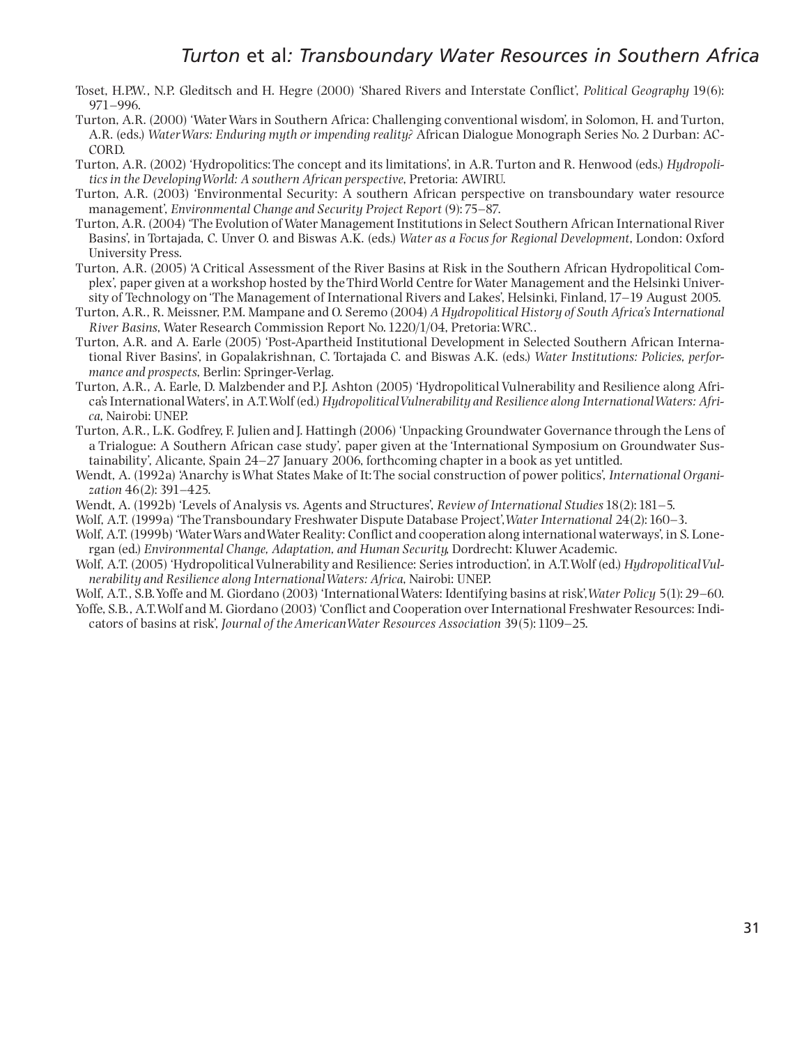Toset, H.P.W., N.P. Gleditsch and H. Hegre (2000) 'Shared Rivers and Interstate Conflict', *Political Geography* 19(6): 971–996.

Turton, A.R. (2000) 'Water Wars in Southern Africa: Challenging conventional wisdom', in Solomon, H. and Turton, A.R. (eds.) *Water Wars: Enduring myth or impending reality?* African Dialogue Monograph Series No. 2 Durban: ACCORD.

Turton, A.R. (2002) 'Hydropolitics: The concept and its limitations', in A.R. Turton and R. Henwood (eds.) *Hydropolitics in the Developing World: A southern African perspective*, Pretoria: AWIRU.

Turton, A.R. (2003) 'Environmental Security: A southern African perspective on transboundary water resource management', *Environmental Change and Security Project Report* (9): 75–87.

Turton, A.R. (2004) 'The Evolution of Water Management Institutions in Select Southern African International River Basins', in Tortajada, C. Unver O. and Biswas A.K. (eds.) *Water as a Focus for Regional Development*, London: Oxford University Press.

Turton, A.R. (2005) 'A Critical Assessment of the River Basins at Risk in the Southern African Hydropolitical Complex', paper given at a workshop hosted by the Third World Centre for Water Management and the Helsinki University of Technology on 'The Management of International Rivers and Lakes', Helsinki, Finland, 17–19 August 2005.

Turton, A.R., R. Meissner, P.M. Mampane and O. Seremo (2004) *A Hydropolitical History of South Africa's International River Basins*, Water Research Commission Report No. 1220/1/04, Pretoria: WRC..

Turton, A.R. and A. Earle (2005) 'Post-Apartheid Institutional Development in Selected Southern African International River Basins', in Gopalakrishnan, C. Tortajada C. and Biswas A.K. (eds.) *Water Institutions: Policies, performance and prospects*, Berlin: Springer-Verlag.

Turton, A.R., A. Earle, D. Malzbender and P.J. Ashton (2005) 'Hydropolitical Vulnerability and Resilience along Africa's International Waters', in A.T. Wolf (ed.) *Hydropolitical Vulnerability and Resilience along International Waters: Africa*, Nairobi: UNEP.

Turton, A.R., L.K. Godfrey, F. Julien and J. Hattingh (2006) 'Unpacking Groundwater Governance through the Lens of a Trialogue: A Southern African case study', paper given at the 'International Symposium on Groundwater Sustainability', Alicante, Spain 24–27 January 2006, forthcoming chapter in a book as yet untitled.

Wendt, A. (1992a) 'Anarchy is What States Make of It: The social construction of power politics', *International Organization* 46(2): 391–425.

Wendt, A. (1992b) 'Levels of Analysis vs. Agents and Structures', *Review of International Studies* 18(2): 181–5.

Wolf, A.T. (1999a) 'The Transboundary Freshwater Dispute Database Project', *Water International* 24(2): 160–3.

Wolf, A.T. (1999b) 'Water Wars and Water Reality: Conflict and cooperation along international waterways', in S. Lonergan (ed.) *Environmental Change, Adaptation, and Human Security*, Dordrecht: Kluwer Academic.

Wolf, A.T. (2005) 'Hydropolitical Vulnerability and Resilience: Series introduction', in A.T. Wolf (ed.) *Hydropolitical Vulnerability and Resilience along International Waters: Africa*, Nairobi: UNEP.

Wolf, A.T., S.B. Yoffe and M. Giordano (2003) 'International Waters: Identifying basins at risk', *Water Policy* 5(1): 29–60.

Yoffe, S.B., A.T. Wolf and M. Giordano (2003) 'Conflict and Cooperation over International Freshwater Resources: Indicators of basins at risk', *Journal of the American Water Resources Association* 39(5): 1109–25.